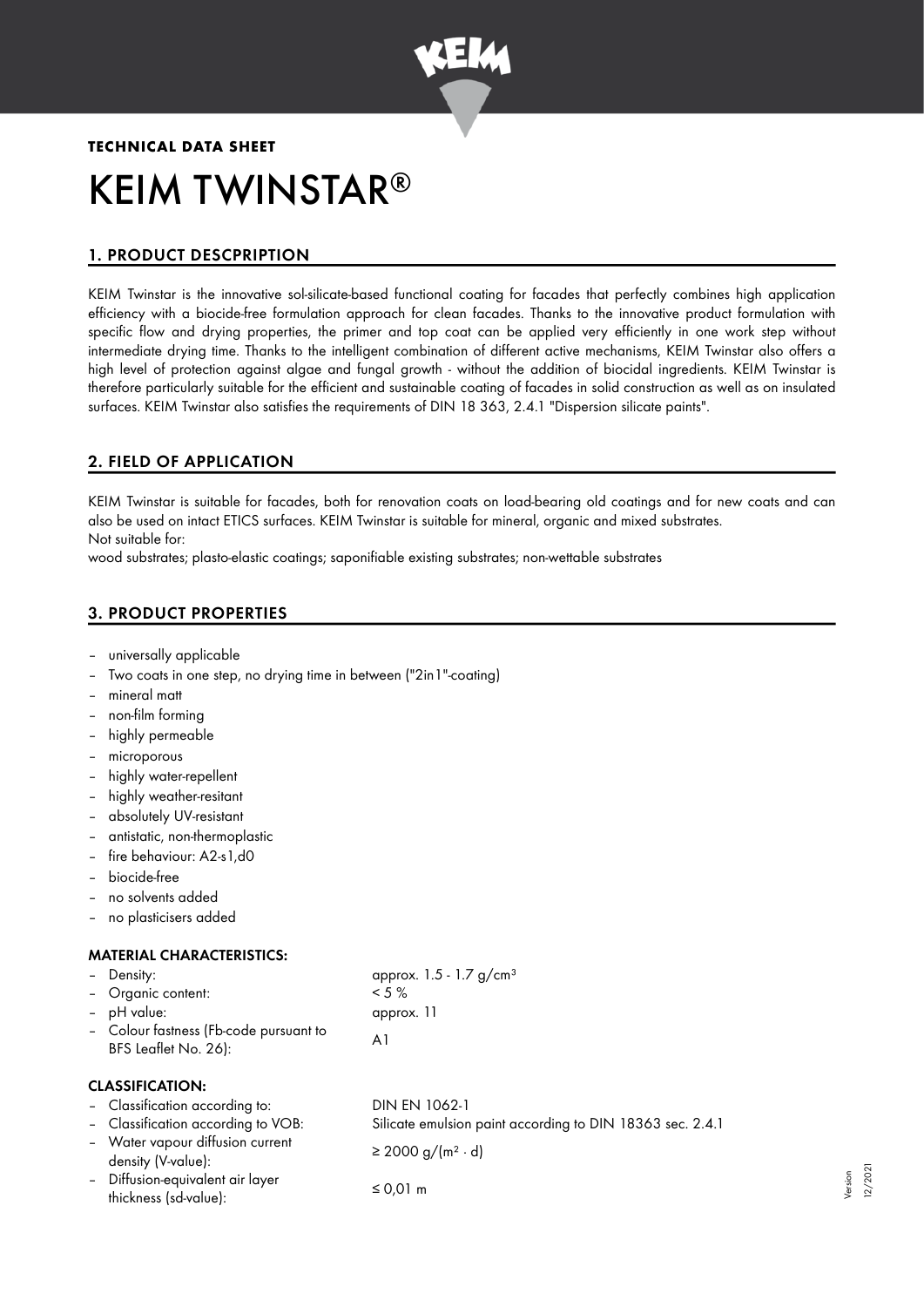**TECHNICAL DATA SHEET**

# KEIM TWINSTAR®

## 1. PRODUCT DESCPRIPTION

KEIM Twinstar is the innovative sol-silicate-based functional coating for facades that perfectly combines high application efficiency with a biocide-free formulation approach for clean facades. Thanks to the innovative product formulation with specific flow and drying properties, the primer and top coat can be applied very efficiently in one work step without intermediate drying time. Thanks to the intelligent combination of different active mechanisms, KEIM Twinstar also offers a high level of protection against algae and fungal growth - without the addition of biocidal ingredients. KEIM Twinstar is therefore particularly suitable for the efficient and sustainable coating of facades in solid construction as well as on insulated surfaces. KEIM Twinstar also satisfies the requirements of DIN 18 363, 2.4.1 "Dispersion silicate paints".

## 2. FIELD OF APPLICATION

KEIM Twinstar is suitable for facades, both for renovation coats on load-bearing old coatings and for new coats and can also be used on intact ETICS surfaces. KEIM Twinstar is suitable for mineral, organic and mixed substrates.
Not suitable for:
wood substrates; plasto-elastic coatings; saponifiable existing substrates; non-wettable substrates

## 3. PRODUCT PROPERTIES

- universally applicable
- Two coats in one step, no drying time in between ("2in1"-coating)
- mineral matt
- non-film forming
- highly permeable
- microporous
- highly water-repellent
- highly weather-resitant
- absolutely UV-resistant
- antistatic, non-thermoplastic
- fire behaviour: A2-s1,d0
- biocide-free
- no solvents added
- no plasticisers added

### MATERIAL CHARACTERISTICS:

| | |
|---|---|
| – Density: | approx. 1.5 - 1.7 g/cm³ |
| – Organic content: | < 5 % |
| – pH value: | approx. 11 |
| – Colour fastness (Fb-code pursuant to BFS Leaflet No. 26): | A1 |

### CLASSIFICATION:

| | |
|---|---|
| – Classification according to: | DIN EN 1062-1 |
| – Classification according to VOB: | Silicate emulsion paint according to DIN 18363 sec. 2.4.1 |
| – Water vapour diffusion current density (V-value): | ≥ 2000 g/(m² · d) |
| – Diffusion-equivalent air layer thickness (sd-value): | ≤ 0,01 m |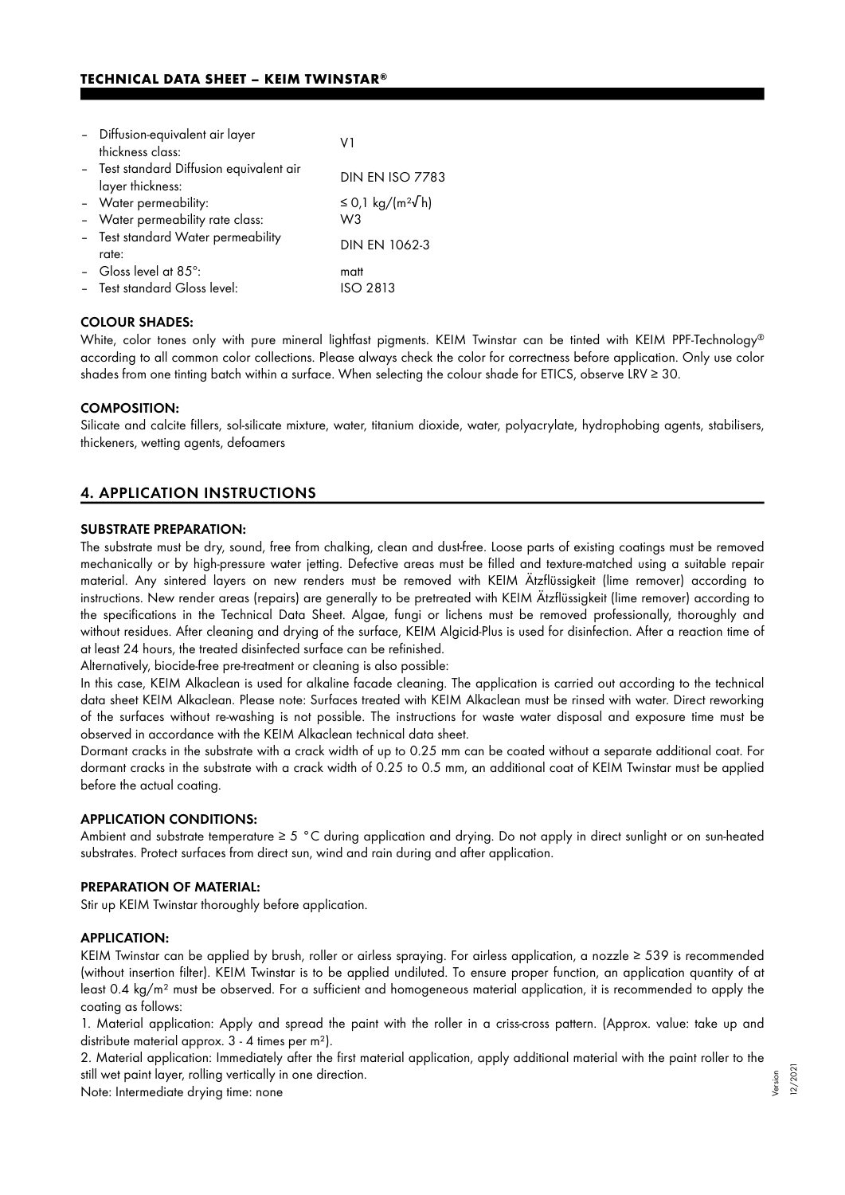- Diffusion-equivalent air layer thickness class: V1
- Test standard Diffusion equivalent air layer thickness: DIN EN ISO 7783
- Water permeability: ≤ 0,1 kg/(m²√h)
- Water permeability rate class: W3
- Test standard Water permeability rate: DIN EN 1062-3
- Gloss level at 85°: matt
- Test standard Gloss level: ISO 2813

#### COLOUR SHADES:

White, color tones only with pure mineral lightfast pigments. KEIM Twinstar can be tinted with KEIM PPF-Technology® according to all common color collections. Please always check the color for correctness before application. Only use color shades from one tinting batch within a surface. When selecting the colour shade for ETICS, observe LRV ≥ 30.

#### COMPOSITION:

Silicate and calcite fillers, sol-silicate mixture, water, titanium dioxide, water, polyacrylate, hydrophobing agents, stabilisers, thickeners, wetting agents, defoamers

## 4. APPLICATION INSTRUCTIONS

#### SUBSTRATE PREPARATION:

The substrate must be dry, sound, free from chalking, clean and dust-free. Loose parts of existing coatings must be removed mechanically or by high-pressure water jetting. Defective areas must be filled and texture-matched using a suitable repair material. Any sintered layers on new renders must be removed with KEIM Ätzflüssigkeit (lime remover) according to instructions. New render areas (repairs) are generally to be pretreated with KEIM Ätzflüssigkeit (lime remover) according to the specifications in the Technical Data Sheet. Algae, fungi or lichens must be removed professionally, thoroughly and without residues. After cleaning and drying of the surface, KEIM Algicid-Plus is used for disinfection. After a reaction time of at least 24 hours, the treated disinfected surface can be refinished.

Alternatively, biocide-free pre-treatment or cleaning is also possible:

In this case, KEIM Alkaclean is used for alkaline facade cleaning. The application is carried out according to the technical data sheet KEIM Alkaclean. Please note: Surfaces treated with KEIM Alkaclean must be rinsed with water. Direct reworking of the surfaces without re-washing is not possible. The instructions for waste water disposal and exposure time must be observed in accordance with the KEIM Alkaclean technical data sheet.

Dormant cracks in the substrate with a crack width of up to 0.25 mm can be coated without a separate additional coat. For dormant cracks in the substrate with a crack width of 0.25 to 0.5 mm, an additional coat of KEIM Twinstar must be applied before the actual coating.

#### APPLICATION CONDITIONS:

Ambient and substrate temperature ≥ 5 °C during application and drying. Do not apply in direct sunlight or on sun-heated substrates. Protect surfaces from direct sun, wind and rain during and after application.

#### PREPARATION OF MATERIAL:

Stir up KEIM Twinstar thoroughly before application.

#### APPLICATION:

KEIM Twinstar can be applied by brush, roller or airless spraying. For airless application, a nozzle ≥ 539 is recommended (without insertion filter). KEIM Twinstar is to be applied undiluted. To ensure proper function, an application quantity of at least 0.4 kg/m² must be observed. For a sufficient and homogeneous material application, it is recommended to apply the coating as follows:

1. Material application: Apply and spread the paint with the roller in a criss-cross pattern. (Approx. value: take up and distribute material approx. 3 - 4 times per m²).
2. Material application: Immediately after the first material application, apply additional material with the paint roller to the still wet paint layer, rolling vertically in one direction.

Note: Intermediate drying time: none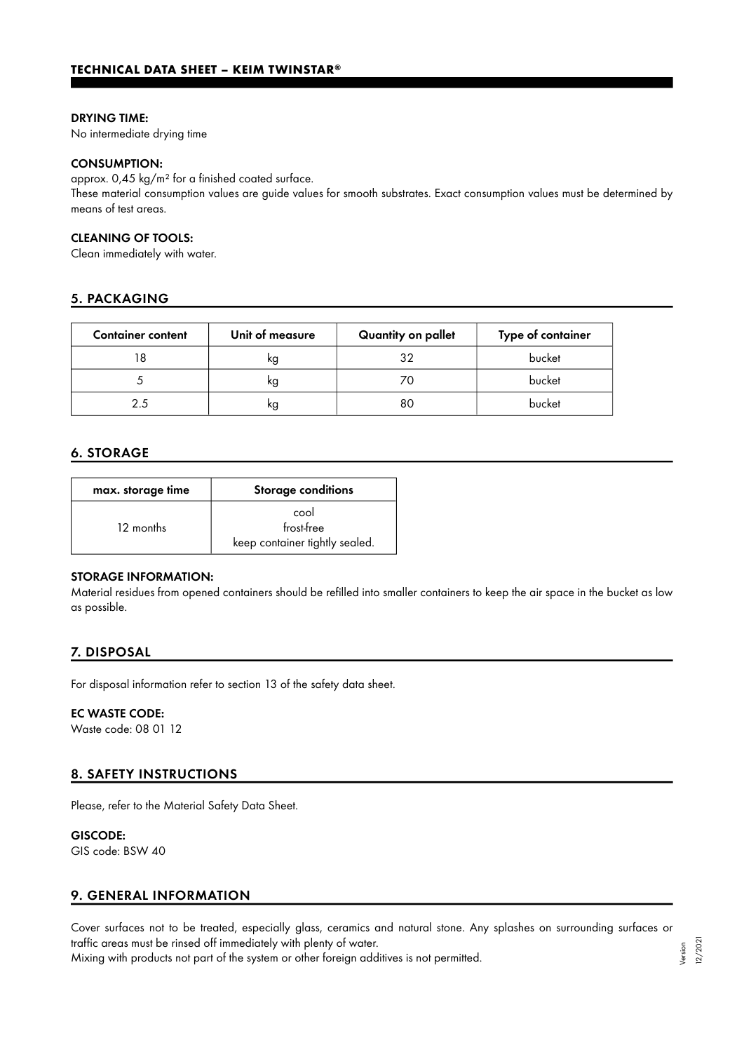#### DRYING TIME:

No intermediate drying time

#### CONSUMPTION:

approx. 0,45 kg/m² for a finished coated surface.
These material consumption values are guide values for smooth substrates. Exact consumption values must be determined by means of test areas.

#### CLEANING OF TOOLS:

Clean immediately with water.

## 5. PACKAGING

| Container content | Unit of measure | Quantity on pallet | Type of container |
|---|---|---|---|
| 18 | kg | 32 | bucket |
| 5 | kg | 70 | bucket |
| 2.5 | kg | 80 | bucket |

## 6. STORAGE

| max. storage time | Storage conditions |
|---|---|
| 12 months | cool<br>frost-free<br>keep container tightly sealed. |

#### STORAGE INFORMATION:

Material residues from opened containers should be refilled into smaller containers to keep the air space in the bucket as low as possible.

## 7. DISPOSAL

For disposal information refer to section 13 of the safety data sheet.

#### EC WASTE CODE:

Waste code: 08 01 12

## 8. SAFETY INSTRUCTIONS

Please, refer to the Material Safety Data Sheet.

#### GISCODE:

GIS code: BSW 40

## 9. GENERAL INFORMATION

Cover surfaces not to be treated, especially glass, ceramics and natural stone. Any splashes on surrounding surfaces or traffic areas must be rinsed off immediately with plenty of water.
Mixing with products not part of the system or other foreign additives is not permitted.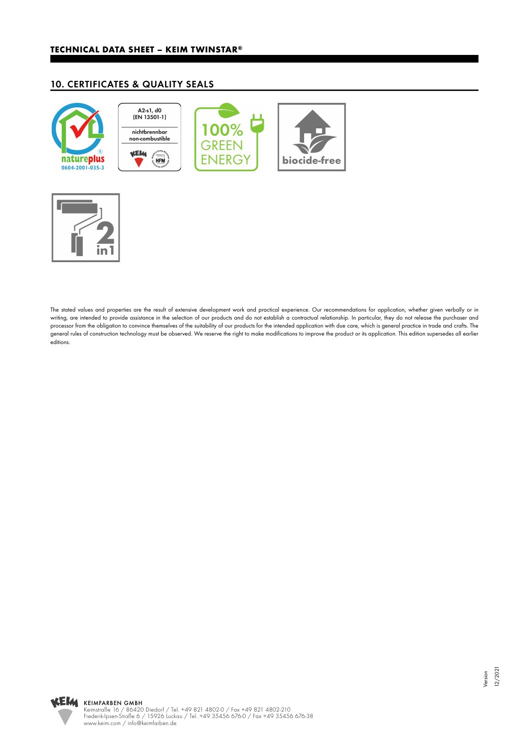## 10. CERTIFICATES & QUALITY SEALS

natureplus 0604-2001-035-3

A2-s1, d0 (EN 13501-1)

nichtbrennbar non-combustible

100% GREEN ENERGY

biocide-free

2 in 1

The stated values and properties are the result of extensive development work and practical experience. Our recommendations for application, whether given verbally or in writing, are intended to provide assistance in the selection of our products and do not establish a contractual relationship. In particular, they do not release the purchaser and processor from the obligation to convince themselves of the suitability of our products for the intended application with due care, which is general practice in trade and crafts. The general rules of construction technology must be observed. We reserve the right to make modifications to improve the product or its application. This edition supersedes all earlier editions.

**KEIMFARBEN GMBH**
Keimstraße 16 / 86420 Diedorf / Tel. +49 821 4802-0 / Fax +49 821 4802-210
Frederik-Ipsen-Straße 6 / 15926 Luckau / Tel. +49 35456 676-0 / Fax +49 35456 676-38
www.keim.com / info@keimfarben.de

Version 12/2021